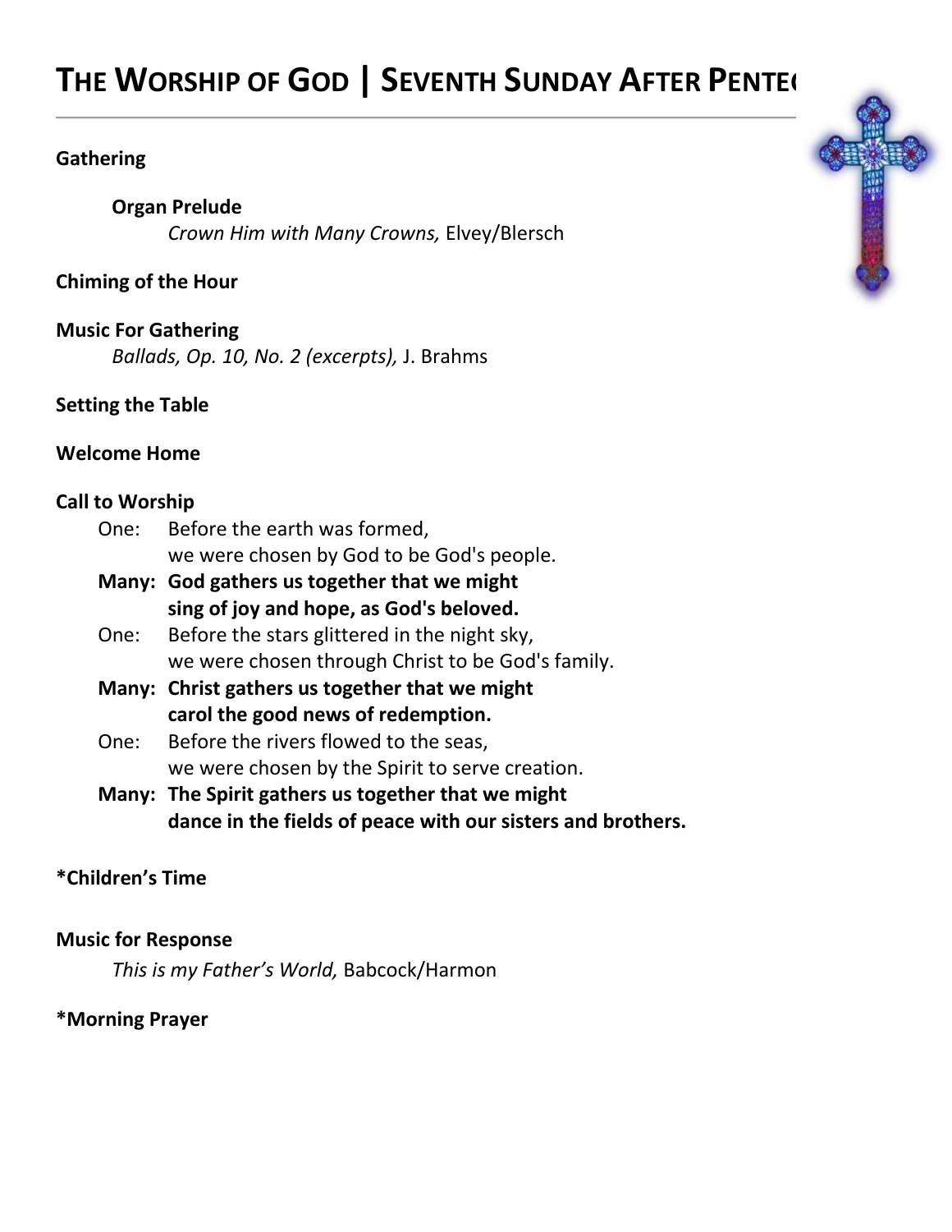# The Worship of God | Seventh Sunday After Pente

**Gathering**

**Organ Prelude**
*Crown Him with Many Crowns,* Elvey/Blersch

**Chiming of the Hour**

**Music For Gathering**
*Ballads, Op. 10, No. 2 (excerpts),* J. Brahms

**Setting the Table**

**Welcome Home**

**Call to Worship**

One: Before the earth was formed,
we were chosen by God to be God's people.

**Many: God gathers us together that we might
sing of joy and hope, as God's beloved.**

One: Before the stars glittered in the night sky,
we were chosen through Christ to be God's family.

**Many: Christ gathers us together that we might
carol the good news of redemption.**

One: Before the rivers flowed to the seas,
we were chosen by the Spirit to serve creation.

**Many: The Spirit gathers us together that we might
dance in the fields of peace with our sisters and brothers.**

**\*Children's Time**

**Music for Response**
*This is my Father's World,* Babcock/Harmon

**\*Morning Prayer**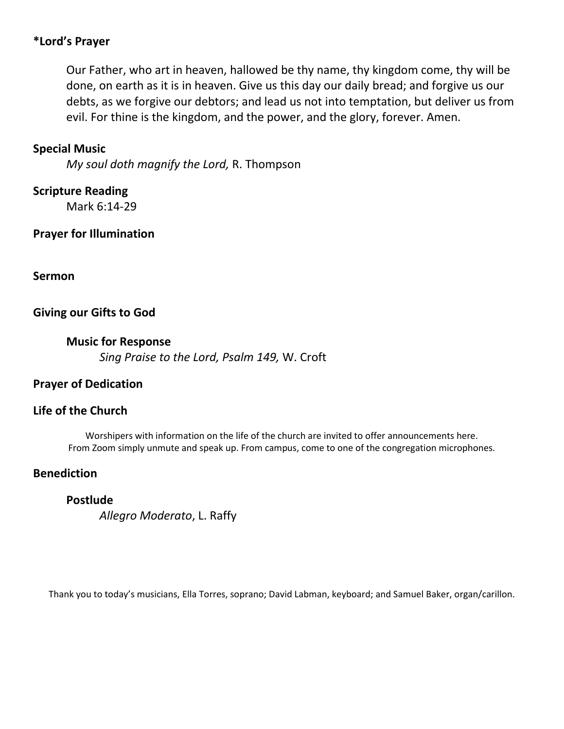**\*Lord's Prayer**

Our Father, who art in heaven, hallowed be thy name, thy kingdom come, thy will be done, on earth as it is in heaven. Give us this day our daily bread; and forgive us our debts, as we forgive our debtors; and lead us not into temptation, but deliver us from evil. For thine is the kingdom, and the power, and the glory, forever. Amen.

**Special Music**

*My soul doth magnify the Lord,* R. Thompson

**Scripture Reading**

Mark 6:14-29

**Prayer for Illumination**

**Sermon**

**Giving our Gifts to God**

**Music for Response**

*Sing Praise to the Lord, Psalm 149,* W. Croft

**Prayer of Dedication**

**Life of the Church**

Worshipers with information on the life of the church are invited to offer announcements here. From Zoom simply unmute and speak up. From campus, come to one of the congregation microphones.

**Benediction**

**Postlude**

*Allegro Moderato*, L. Raffy

Thank you to today's musicians, Ella Torres, soprano; David Labman, keyboard; and Samuel Baker, organ/carillon.